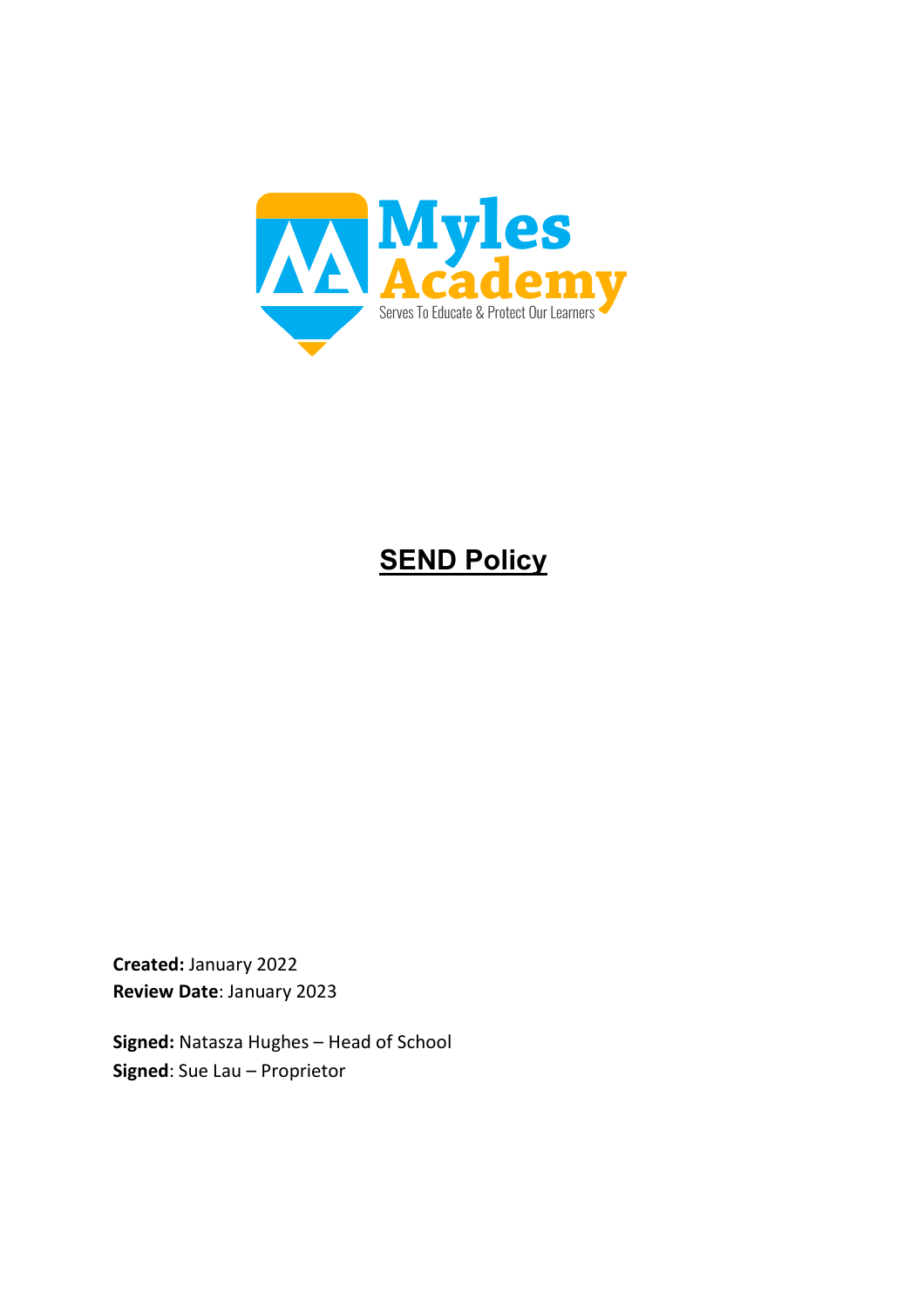Myles Academy

Serves To Educate & Protect Our Learners

# SEND Policy

**Created:** January 2022
**Review Date**: January 2023

**Signed:** Natasza Hughes – Head of School
**Signed**: Sue Lau – Proprietor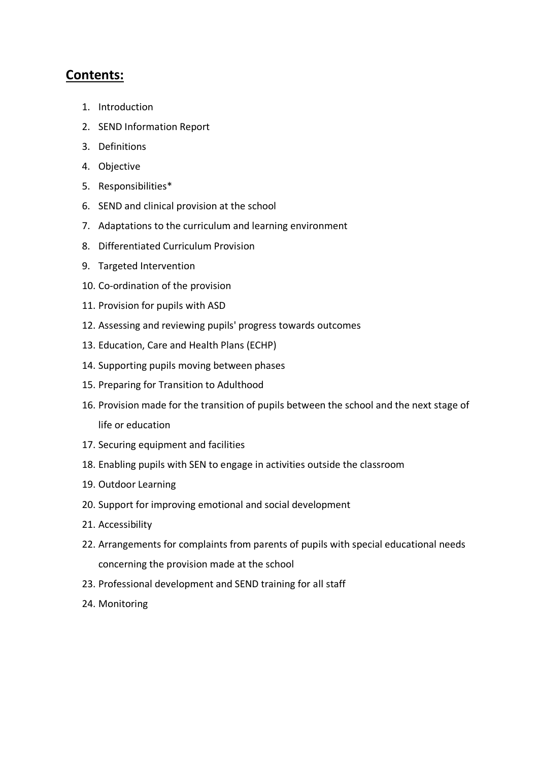## Contents:

1. Introduction
2. SEND Information Report
3. Definitions
4. Objective
5. Responsibilities*
6. SEND and clinical provision at the school
7. Adaptations to the curriculum and learning environment
8. Differentiated Curriculum Provision
9. Targeted Intervention
10. Co-ordination of the provision
11. Provision for pupils with ASD
12. Assessing and reviewing pupils' progress towards outcomes
13. Education, Care and Health Plans (ECHP)
14. Supporting pupils moving between phases
15. Preparing for Transition to Adulthood
16. Provision made for the transition of pupils between the school and the next stage of life or education
17. Securing equipment and facilities
18. Enabling pupils with SEN to engage in activities outside the classroom
19. Outdoor Learning
20. Support for improving emotional and social development
21. Accessibility
22. Arrangements for complaints from parents of pupils with special educational needs concerning the provision made at the school
23. Professional development and SEND training for all staff
24. Monitoring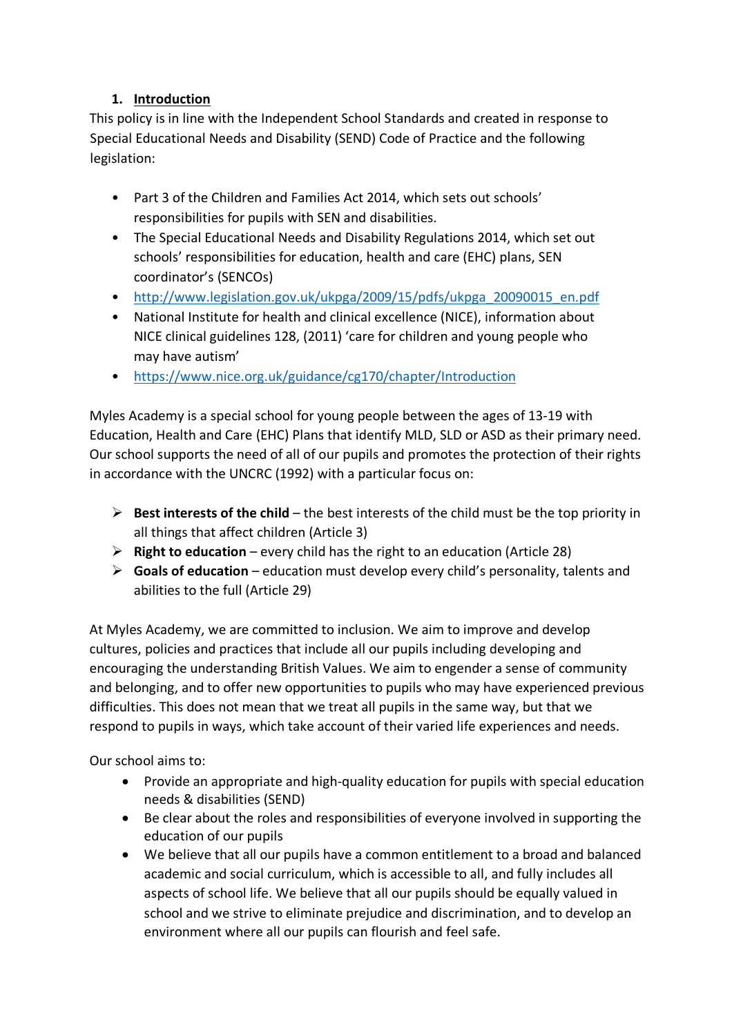## 1. Introduction

This policy is in line with the Independent School Standards and created in response to Special Educational Needs and Disability (SEND) Code of Practice and the following legislation:

- Part 3 of the Children and Families Act 2014, which sets out schools' responsibilities for pupils with SEN and disabilities.
- The Special Educational Needs and Disability Regulations 2014, which set out schools' responsibilities for education, health and care (EHC) plans, SEN coordinator's (SENCOs)
- http://www.legislation.gov.uk/ukpga/2009/15/pdfs/ukpga_20090015_en.pdf
- National Institute for health and clinical excellence (NICE), information about NICE clinical guidelines 128, (2011) 'care for children and young people who may have autism'
- https://www.nice.org.uk/guidance/cg170/chapter/Introduction

Myles Academy is a special school for young people between the ages of 13-19 with Education, Health and Care (EHC) Plans that identify MLD, SLD or ASD as their primary need. Our school supports the need of all of our pupils and promotes the protection of their rights in accordance with the UNCRC (1992) with a particular focus on:

- **Best interests of the child** – the best interests of the child must be the top priority in all things that affect children (Article 3)
- **Right to education** – every child has the right to an education (Article 28)
- **Goals of education** – education must develop every child's personality, talents and abilities to the full (Article 29)

At Myles Academy, we are committed to inclusion. We aim to improve and develop cultures, policies and practices that include all our pupils including developing and encouraging the understanding British Values. We aim to engender a sense of community and belonging, and to offer new opportunities to pupils who may have experienced previous difficulties. This does not mean that we treat all pupils in the same way, but that we respond to pupils in ways, which take account of their varied life experiences and needs.

Our school aims to:

- Provide an appropriate and high-quality education for pupils with special education needs & disabilities (SEND)
- Be clear about the roles and responsibilities of everyone involved in supporting the education of our pupils
- We believe that all our pupils have a common entitlement to a broad and balanced academic and social curriculum, which is accessible to all, and fully includes all aspects of school life. We believe that all our pupils should be equally valued in school and we strive to eliminate prejudice and discrimination, and to develop an environment where all our pupils can flourish and feel safe.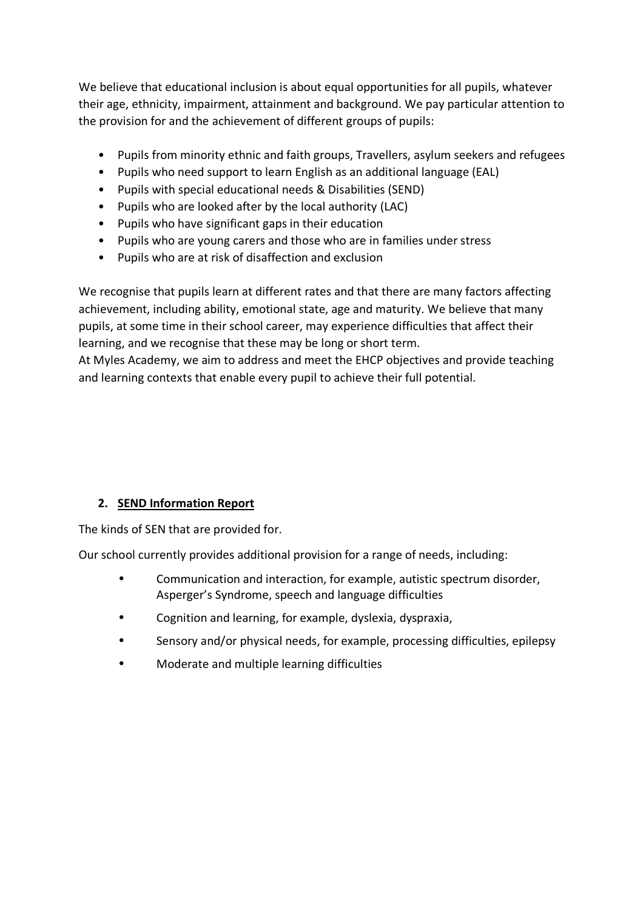We believe that educational inclusion is about equal opportunities for all pupils, whatever their age, ethnicity, impairment, attainment and background. We pay particular attention to the provision for and the achievement of different groups of pupils:

- Pupils from minority ethnic and faith groups, Travellers, asylum seekers and refugees
- Pupils who need support to learn English as an additional language (EAL)
- Pupils with special educational needs & Disabilities (SEND)
- Pupils who are looked after by the local authority (LAC)
- Pupils who have significant gaps in their education
- Pupils who are young carers and those who are in families under stress
- Pupils who are at risk of disaffection and exclusion

We recognise that pupils learn at different rates and that there are many factors affecting achievement, including ability, emotional state, age and maturity. We believe that many pupils, at some time in their school career, may experience difficulties that affect their learning, and we recognise that these may be long or short term.
At Myles Academy, we aim to address and meet the EHCP objectives and provide teaching and learning contexts that enable every pupil to achieve their full potential.

## 2. SEND Information Report

The kinds of SEN that are provided for.

Our school currently provides additional provision for a range of needs, including:

- Communication and interaction, for example, autistic spectrum disorder, Asperger's Syndrome, speech and language difficulties
- Cognition and learning, for example, dyslexia, dyspraxia,
- Sensory and/or physical needs, for example, processing difficulties, epilepsy
- Moderate and multiple learning difficulties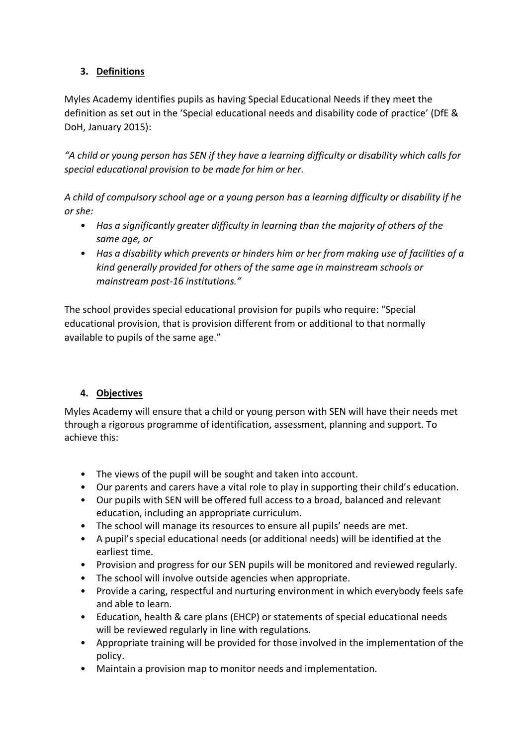## 3. <u>Definitions</u>

Myles Academy identifies pupils as having Special Educational Needs if they meet the definition as set out in the 'Special educational needs and disability code of practice' (DfE & DoH, January 2015):

*"A child or young person has SEN if they have a learning difficulty or disability which calls for special educational provision to be made for him or her.*

*A child of compulsory school age or a young person has a learning difficulty or disability if he or she:*

- *Has a significantly greater difficulty in learning than the majority of others of the same age, or*
- *Has a disability which prevents or hinders him or her from making use of facilities of a kind generally provided for others of the same age in mainstream schools or mainstream post-16 institutions."*

The school provides special educational provision for pupils who require: "Special educational provision, that is provision different from or additional to that normally available to pupils of the same age."

## 4. <u>Objectives</u>

Myles Academy will ensure that a child or young person with SEN will have their needs met through a rigorous programme of identification, assessment, planning and support. To achieve this:

- The views of the pupil will be sought and taken into account.
- Our parents and carers have a vital role to play in supporting their child's education.
- Our pupils with SEN will be offered full access to a broad, balanced and relevant education, including an appropriate curriculum.
- The school will manage its resources to ensure all pupils' needs are met.
- A pupil's special educational needs (or additional needs) will be identified at the earliest time.
- Provision and progress for our SEN pupils will be monitored and reviewed regularly.
- The school will involve outside agencies when appropriate.
- Provide a caring, respectful and nurturing environment in which everybody feels safe and able to learn.
- Education, health & care plans (EHCP) or statements of special educational needs will be reviewed regularly in line with regulations.
- Appropriate training will be provided for those involved in the implementation of the policy.
- Maintain a provision map to monitor needs and implementation.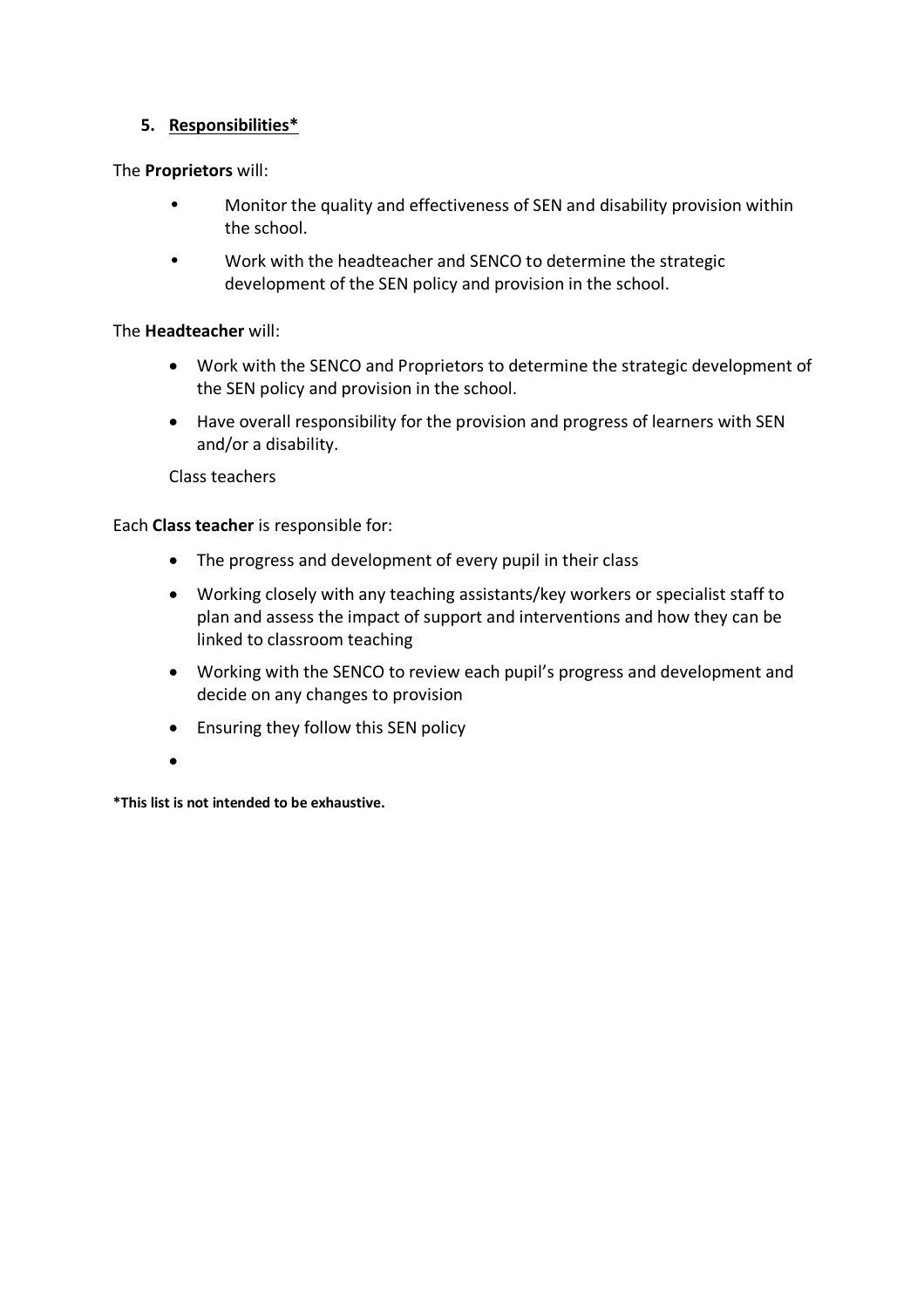## 5. Responsibilities*

The **Proprietors** will:

- Monitor the quality and effectiveness of SEN and disability provision within the school.
- Work with the headteacher and SENCO to determine the strategic development of the SEN policy and provision in the school.

The **Headteacher** will:

- Work with the SENCO and Proprietors to determine the strategic development of the SEN policy and provision in the school.
- Have overall responsibility for the provision and progress of learners with SEN and/or a disability.

Class teachers

Each **Class teacher** is responsible for:

- The progress and development of every pupil in their class
- Working closely with any teaching assistants/key workers or specialist staff to plan and assess the impact of support and interventions and how they can be linked to classroom teaching
- Working with the SENCO to review each pupil's progress and development and decide on any changes to provision
- Ensuring they follow this SEN policy
-

**\*This list is not intended to be exhaustive.**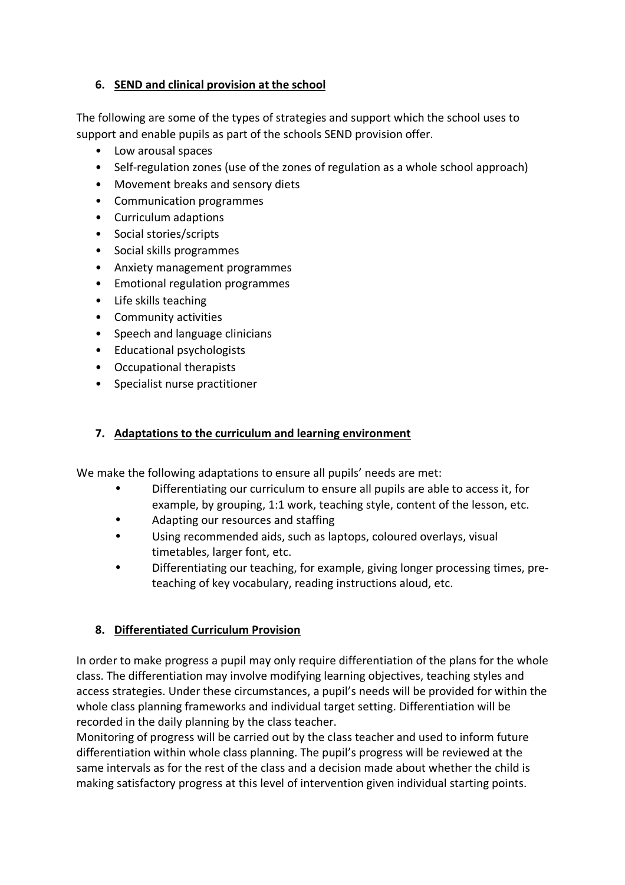## 6. SEND and clinical provision at the school

The following are some of the types of strategies and support which the school uses to support and enable pupils as part of the schools SEND provision offer.

- Low arousal spaces
- Self-regulation zones (use of the zones of regulation as a whole school approach)
- Movement breaks and sensory diets
- Communication programmes
- Curriculum adaptions
- Social stories/scripts
- Social skills programmes
- Anxiety management programmes
- Emotional regulation programmes
- Life skills teaching
- Community activities
- Speech and language clinicians
- Educational psychologists
- Occupational therapists
- Specialist nurse practitioner

## 7. Adaptations to the curriculum and learning environment

We make the following adaptations to ensure all pupils' needs are met:

- Differentiating our curriculum to ensure all pupils are able to access it, for example, by grouping, 1:1 work, teaching style, content of the lesson, etc.
- Adapting our resources and staffing
- Using recommended aids, such as laptops, coloured overlays, visual timetables, larger font, etc.
- Differentiating our teaching, for example, giving longer processing times, pre-teaching of key vocabulary, reading instructions aloud, etc.

## 8. Differentiated Curriculum Provision

In order to make progress a pupil may only require differentiation of the plans for the whole class. The differentiation may involve modifying learning objectives, teaching styles and access strategies. Under these circumstances, a pupil's needs will be provided for within the whole class planning frameworks and individual target setting. Differentiation will be recorded in the daily planning by the class teacher.

Monitoring of progress will be carried out by the class teacher and used to inform future differentiation within whole class planning. The pupil's progress will be reviewed at the same intervals as for the rest of the class and a decision made about whether the child is making satisfactory progress at this level of intervention given individual starting points.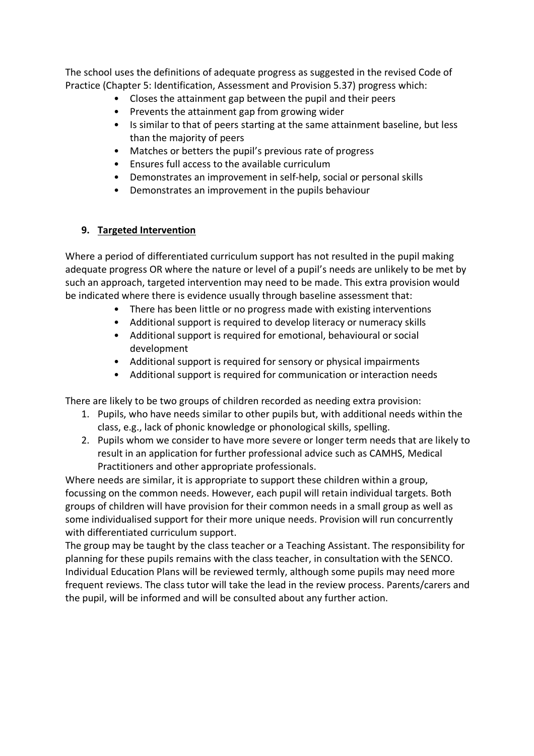The school uses the definitions of adequate progress as suggested in the revised Code of Practice (Chapter 5: Identification, Assessment and Provision 5.37) progress which:

- Closes the attainment gap between the pupil and their peers
- Prevents the attainment gap from growing wider
- Is similar to that of peers starting at the same attainment baseline, but less than the majority of peers
- Matches or betters the pupil's previous rate of progress
- Ensures full access to the available curriculum
- Demonstrates an improvement in self-help, social or personal skills
- Demonstrates an improvement in the pupils behaviour

## 9. Targeted Intervention

Where a period of differentiated curriculum support has not resulted in the pupil making adequate progress OR where the nature or level of a pupil's needs are unlikely to be met by such an approach, targeted intervention may need to be made. This extra provision would be indicated where there is evidence usually through baseline assessment that:

- There has been little or no progress made with existing interventions
- Additional support is required to develop literacy or numeracy skills
- Additional support is required for emotional, behavioural or social development
- Additional support is required for sensory or physical impairments
- Additional support is required for communication or interaction needs

There are likely to be two groups of children recorded as needing extra provision:

1. Pupils, who have needs similar to other pupils but, with additional needs within the class, e.g., lack of phonic knowledge or phonological skills, spelling.
2. Pupils whom we consider to have more severe or longer term needs that are likely to result in an application for further professional advice such as CAMHS, Medical Practitioners and other appropriate professionals.

Where needs are similar, it is appropriate to support these children within a group, focussing on the common needs. However, each pupil will retain individual targets. Both groups of children will have provision for their common needs in a small group as well as some individualised support for their more unique needs. Provision will run concurrently with differentiated curriculum support.

The group may be taught by the class teacher or a Teaching Assistant. The responsibility for planning for these pupils remains with the class teacher, in consultation with the SENCO. Individual Education Plans will be reviewed termly, although some pupils may need more frequent reviews. The class tutor will take the lead in the review process. Parents/carers and the pupil, will be informed and will be consulted about any further action.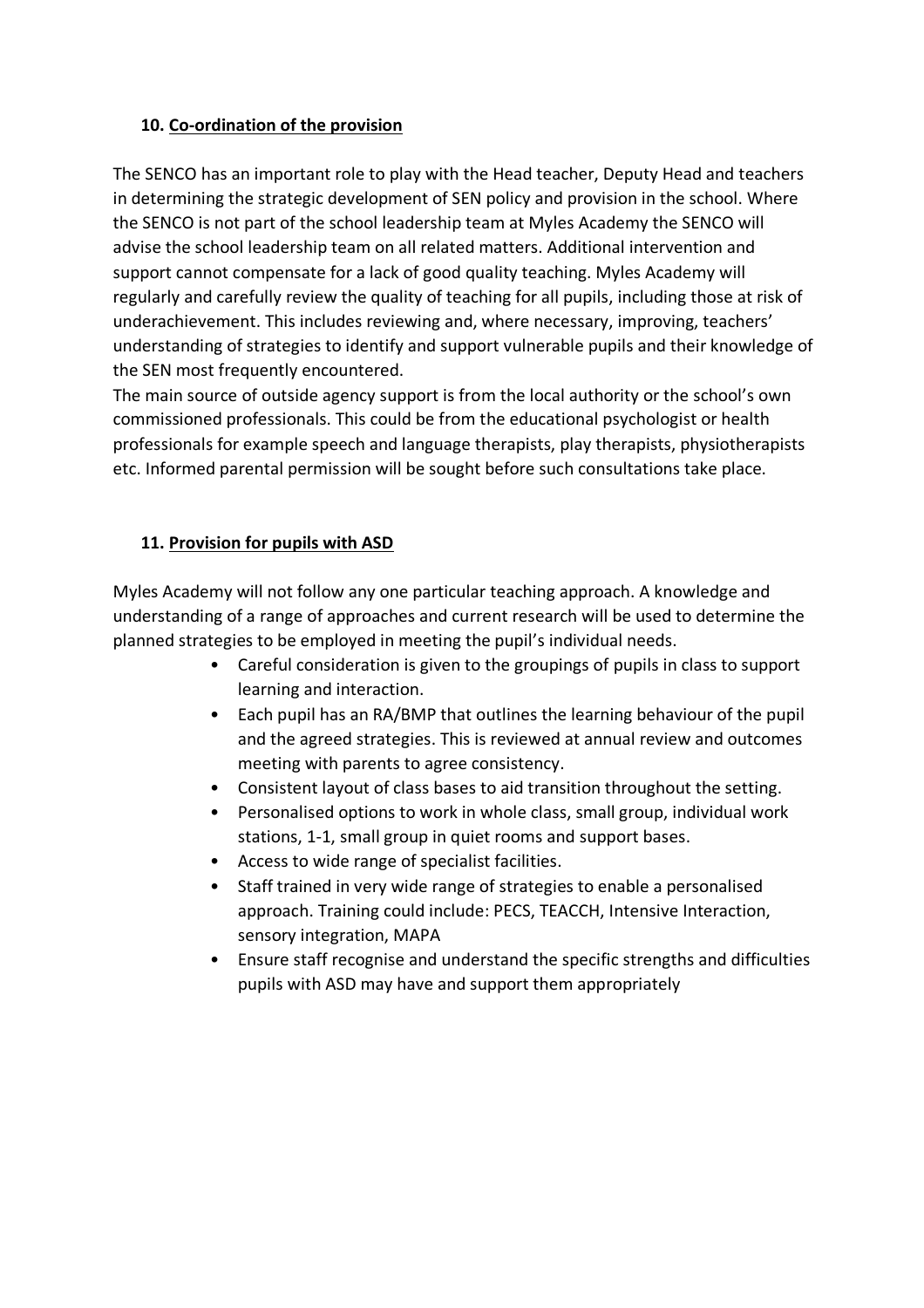## 10. Co-ordination of the provision

The SENCO has an important role to play with the Head teacher, Deputy Head and teachers in determining the strategic development of SEN policy and provision in the school. Where the SENCO is not part of the school leadership team at Myles Academy the SENCO will advise the school leadership team on all related matters. Additional intervention and support cannot compensate for a lack of good quality teaching. Myles Academy will regularly and carefully review the quality of teaching for all pupils, including those at risk of underachievement. This includes reviewing and, where necessary, improving, teachers' understanding of strategies to identify and support vulnerable pupils and their knowledge of the SEN most frequently encountered.

The main source of outside agency support is from the local authority or the school's own commissioned professionals. This could be from the educational psychologist or health professionals for example speech and language therapists, play therapists, physiotherapists etc. Informed parental permission will be sought before such consultations take place.

## 11. Provision for pupils with ASD

Myles Academy will not follow any one particular teaching approach. A knowledge and understanding of a range of approaches and current research will be used to determine the planned strategies to be employed in meeting the pupil's individual needs.

- Careful consideration is given to the groupings of pupils in class to support learning and interaction.
- Each pupil has an RA/BMP that outlines the learning behaviour of the pupil and the agreed strategies. This is reviewed at annual review and outcomes meeting with parents to agree consistency.
- Consistent layout of class bases to aid transition throughout the setting.
- Personalised options to work in whole class, small group, individual work stations, 1-1, small group in quiet rooms and support bases.
- Access to wide range of specialist facilities.
- Staff trained in very wide range of strategies to enable a personalised approach. Training could include: PECS, TEACCH, Intensive Interaction, sensory integration, MAPA
- Ensure staff recognise and understand the specific strengths and difficulties pupils with ASD may have and support them appropriately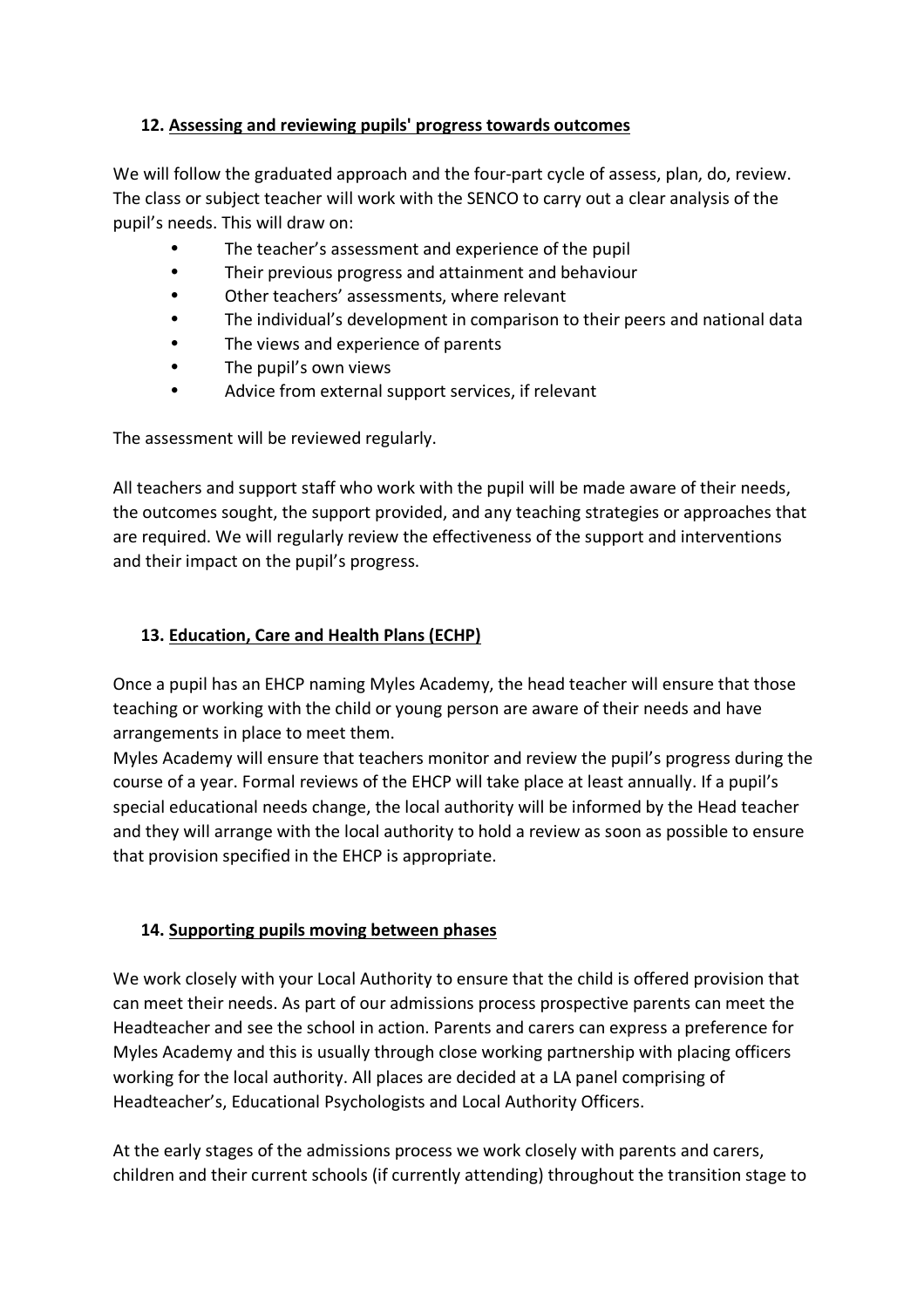## 12. Assessing and reviewing pupils' progress towards outcomes

We will follow the graduated approach and the four-part cycle of assess, plan, do, review. The class or subject teacher will work with the SENCO to carry out a clear analysis of the pupil's needs. This will draw on:

- The teacher's assessment and experience of the pupil
- Their previous progress and attainment and behaviour
- Other teachers' assessments, where relevant
- The individual's development in comparison to their peers and national data
- The views and experience of parents
- The pupil's own views
- Advice from external support services, if relevant

The assessment will be reviewed regularly.

All teachers and support staff who work with the pupil will be made aware of their needs, the outcomes sought, the support provided, and any teaching strategies or approaches that are required. We will regularly review the effectiveness of the support and interventions and their impact on the pupil's progress.

## 13. Education, Care and Health Plans (ECHP)

Once a pupil has an EHCP naming Myles Academy, the head teacher will ensure that those teaching or working with the child or young person are aware of their needs and have arrangements in place to meet them.

Myles Academy will ensure that teachers monitor and review the pupil's progress during the course of a year. Formal reviews of the EHCP will take place at least annually. If a pupil's special educational needs change, the local authority will be informed by the Head teacher and they will arrange with the local authority to hold a review as soon as possible to ensure that provision specified in the EHCP is appropriate.

## 14. Supporting pupils moving between phases

We work closely with your Local Authority to ensure that the child is offered provision that can meet their needs. As part of our admissions process prospective parents can meet the Headteacher and see the school in action. Parents and carers can express a preference for Myles Academy and this is usually through close working partnership with placing officers working for the local authority. All places are decided at a LA panel comprising of Headteacher's, Educational Psychologists and Local Authority Officers.

At the early stages of the admissions process we work closely with parents and carers, children and their current schools (if currently attending) throughout the transition stage to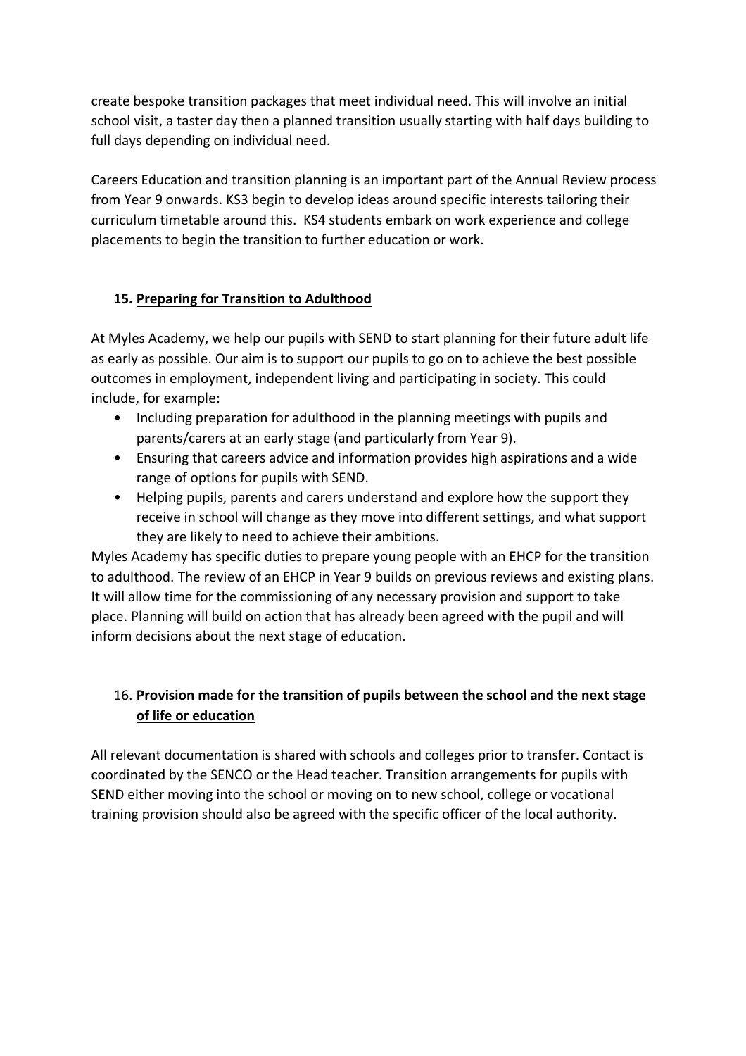create bespoke transition packages that meet individual need. This will involve an initial school visit, a taster day then a planned transition usually starting with half days building to full days depending on individual need.

Careers Education and transition planning is an important part of the Annual Review process from Year 9 onwards. KS3 begin to develop ideas around specific interests tailoring their curriculum timetable around this. KS4 students embark on work experience and college placements to begin the transition to further education or work.

## 15. Preparing for Transition to Adulthood

At Myles Academy, we help our pupils with SEND to start planning for their future adult life as early as possible. Our aim is to support our pupils to go on to achieve the best possible outcomes in employment, independent living and participating in society. This could include, for example:

- Including preparation for adulthood in the planning meetings with pupils and parents/carers at an early stage (and particularly from Year 9).
- Ensuring that careers advice and information provides high aspirations and a wide range of options for pupils with SEND.
- Helping pupils, parents and carers understand and explore how the support they receive in school will change as they move into different settings, and what support they are likely to need to achieve their ambitions.

Myles Academy has specific duties to prepare young people with an EHCP for the transition to adulthood. The review of an EHCP in Year 9 builds on previous reviews and existing plans. It will allow time for the commissioning of any necessary provision and support to take place. Planning will build on action that has already been agreed with the pupil and will inform decisions about the next stage of education.

## 16. Provision made for the transition of pupils between the school and the next stage of life or education

All relevant documentation is shared with schools and colleges prior to transfer. Contact is coordinated by the SENCO or the Head teacher. Transition arrangements for pupils with SEND either moving into the school or moving on to new school, college or vocational training provision should also be agreed with the specific officer of the local authority.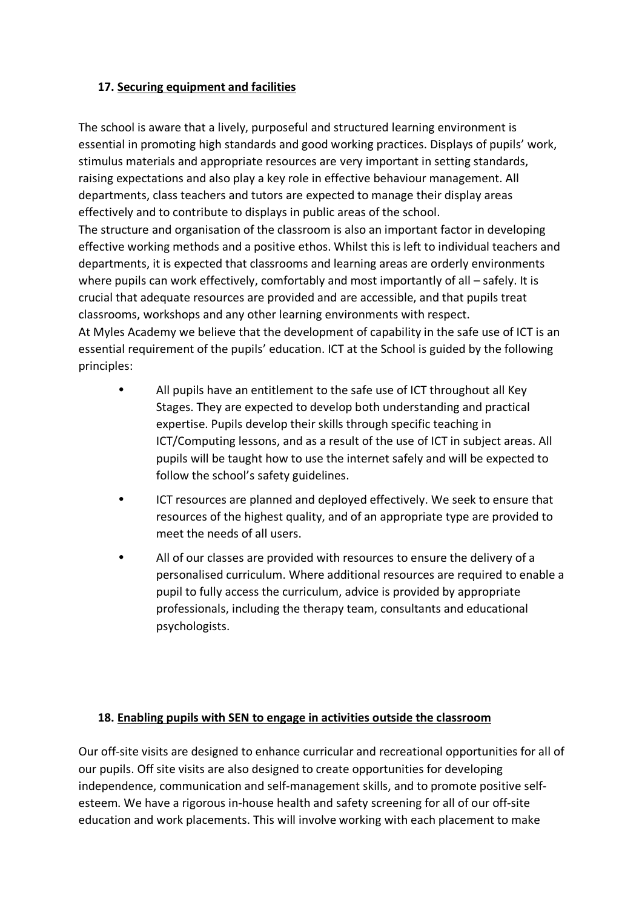## 17. <u>Securing equipment and facilities</u>

The school is aware that a lively, purposeful and structured learning environment is essential in promoting high standards and good working practices. Displays of pupils' work, stimulus materials and appropriate resources are very important in setting standards, raising expectations and also play a key role in effective behaviour management. All departments, class teachers and tutors are expected to manage their display areas effectively and to contribute to displays in public areas of the school.

The structure and organisation of the classroom is also an important factor in developing effective working methods and a positive ethos. Whilst this is left to individual teachers and departments, it is expected that classrooms and learning areas are orderly environments where pupils can work effectively, comfortably and most importantly of all – safely. It is crucial that adequate resources are provided and are accessible, and that pupils treat classrooms, workshops and any other learning environments with respect.

At Myles Academy we believe that the development of capability in the safe use of ICT is an essential requirement of the pupils' education. ICT at the School is guided by the following principles:

- All pupils have an entitlement to the safe use of ICT throughout all Key Stages. They are expected to develop both understanding and practical expertise. Pupils develop their skills through specific teaching in ICT/Computing lessons, and as a result of the use of ICT in subject areas. All pupils will be taught how to use the internet safely and will be expected to follow the school's safety guidelines.
- ICT resources are planned and deployed effectively. We seek to ensure that resources of the highest quality, and of an appropriate type are provided to meet the needs of all users.
- All of our classes are provided with resources to ensure the delivery of a personalised curriculum. Where additional resources are required to enable a pupil to fully access the curriculum, advice is provided by appropriate professionals, including the therapy team, consultants and educational psychologists.

## 18. <u>Enabling pupils with SEN to engage in activities outside the classroom</u>

Our off-site visits are designed to enhance curricular and recreational opportunities for all of our pupils. Off site visits are also designed to create opportunities for developing independence, communication and self-management skills, and to promote positive self-esteem. We have a rigorous in-house health and safety screening for all of our off-site education and work placements. This will involve working with each placement to make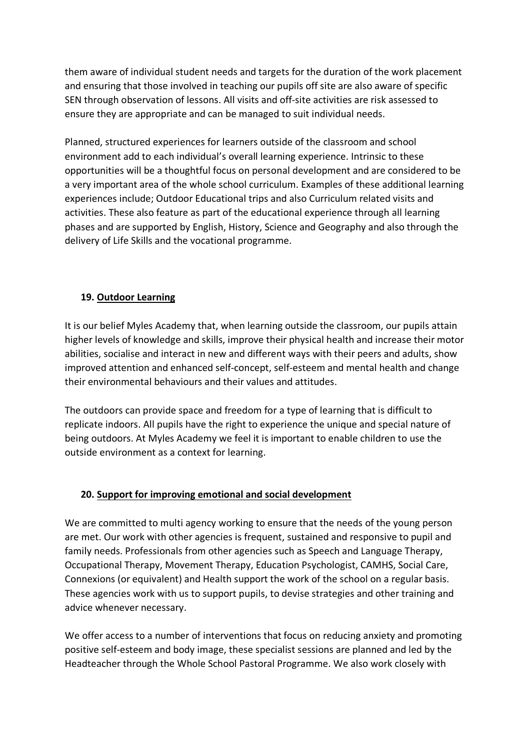them aware of individual student needs and targets for the duration of the work placement and ensuring that those involved in teaching our pupils off site are also aware of specific SEN through observation of lessons. All visits and off-site activities are risk assessed to ensure they are appropriate and can be managed to suit individual needs.

Planned, structured experiences for learners outside of the classroom and school environment add to each individual's overall learning experience. Intrinsic to these opportunities will be a thoughtful focus on personal development and are considered to be a very important area of the whole school curriculum. Examples of these additional learning experiences include; Outdoor Educational trips and also Curriculum related visits and activities. These also feature as part of the educational experience through all learning phases and are supported by English, History, Science and Geography and also through the delivery of Life Skills and the vocational programme.

## 19. Outdoor Learning

It is our belief Myles Academy that, when learning outside the classroom, our pupils attain higher levels of knowledge and skills, improve their physical health and increase their motor abilities, socialise and interact in new and different ways with their peers and adults, show improved attention and enhanced self-concept, self-esteem and mental health and change their environmental behaviours and their values and attitudes.

The outdoors can provide space and freedom for a type of learning that is difficult to replicate indoors. All pupils have the right to experience the unique and special nature of being outdoors. At Myles Academy we feel it is important to enable children to use the outside environment as a context for learning.

## 20. Support for improving emotional and social development

We are committed to multi agency working to ensure that the needs of the young person are met. Our work with other agencies is frequent, sustained and responsive to pupil and family needs. Professionals from other agencies such as Speech and Language Therapy, Occupational Therapy, Movement Therapy, Education Psychologist, CAMHS, Social Care, Connexions (or equivalent) and Health support the work of the school on a regular basis. These agencies work with us to support pupils, to devise strategies and other training and advice whenever necessary.

We offer access to a number of interventions that focus on reducing anxiety and promoting positive self-esteem and body image, these specialist sessions are planned and led by the Headteacher through the Whole School Pastoral Programme. We also work closely with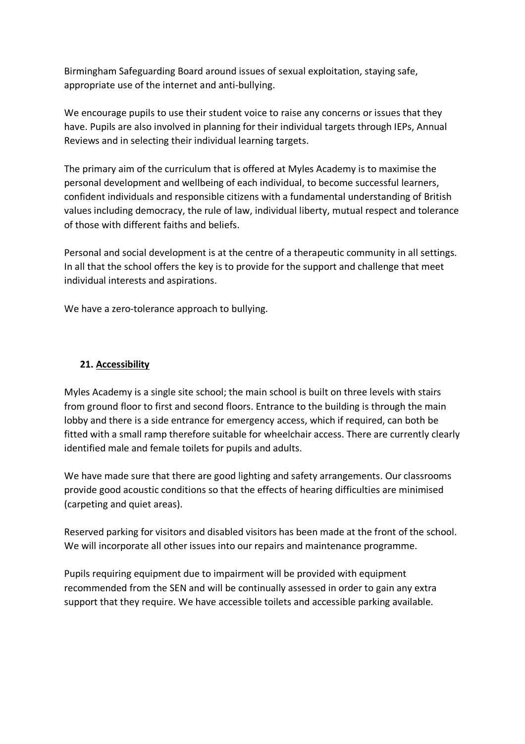Birmingham Safeguarding Board around issues of sexual exploitation, staying safe, appropriate use of the internet and anti-bullying.

We encourage pupils to use their student voice to raise any concerns or issues that they have. Pupils are also involved in planning for their individual targets through IEPs, Annual Reviews and in selecting their individual learning targets.

The primary aim of the curriculum that is offered at Myles Academy is to maximise the personal development and wellbeing of each individual, to become successful learners, confident individuals and responsible citizens with a fundamental understanding of British values including democracy, the rule of law, individual liberty, mutual respect and tolerance of those with different faiths and beliefs.

Personal and social development is at the centre of a therapeutic community in all settings. In all that the school offers the key is to provide for the support and challenge that meet individual interests and aspirations.

We have a zero-tolerance approach to bullying.

## 21. Accessibility

Myles Academy is a single site school; the main school is built on three levels with stairs from ground floor to first and second floors. Entrance to the building is through the main lobby and there is a side entrance for emergency access, which if required, can both be fitted with a small ramp therefore suitable for wheelchair access. There are currently clearly identified male and female toilets for pupils and adults.

We have made sure that there are good lighting and safety arrangements. Our classrooms provide good acoustic conditions so that the effects of hearing difficulties are minimised (carpeting and quiet areas).

Reserved parking for visitors and disabled visitors has been made at the front of the school. We will incorporate all other issues into our repairs and maintenance programme.

Pupils requiring equipment due to impairment will be provided with equipment recommended from the SEN and will be continually assessed in order to gain any extra support that they require. We have accessible toilets and accessible parking available.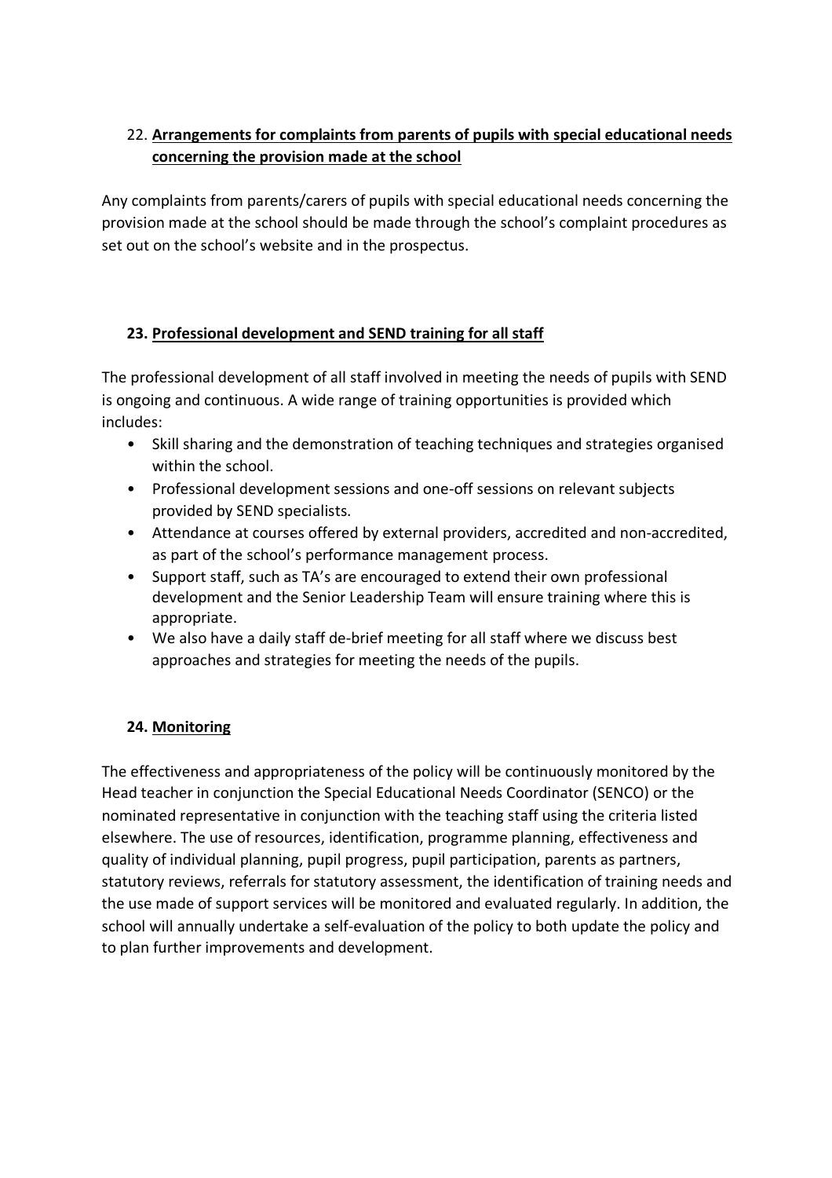## 22. **Arrangements for complaints from parents of pupils with special educational needs concerning the provision made at the school**

Any complaints from parents/carers of pupils with special educational needs concerning the provision made at the school should be made through the school's complaint procedures as set out on the school's website and in the prospectus.

## **23. Professional development and SEND training for all staff**

The professional development of all staff involved in meeting the needs of pupils with SEND is ongoing and continuous. A wide range of training opportunities is provided which includes:

- Skill sharing and the demonstration of teaching techniques and strategies organised within the school.
- Professional development sessions and one-off sessions on relevant subjects provided by SEND specialists.
- Attendance at courses offered by external providers, accredited and non-accredited, as part of the school's performance management process.
- Support staff, such as TA's are encouraged to extend their own professional development and the Senior Leadership Team will ensure training where this is appropriate.
- We also have a daily staff de-brief meeting for all staff where we discuss best approaches and strategies for meeting the needs of the pupils.

## **24. Monitoring**

The effectiveness and appropriateness of the policy will be continuously monitored by the Head teacher in conjunction the Special Educational Needs Coordinator (SENCO) or the nominated representative in conjunction with the teaching staff using the criteria listed elsewhere. The use of resources, identification, programme planning, effectiveness and quality of individual planning, pupil progress, pupil participation, parents as partners, statutory reviews, referrals for statutory assessment, the identification of training needs and the use made of support services will be monitored and evaluated regularly. In addition, the school will annually undertake a self-evaluation of the policy to both update the policy and to plan further improvements and development.